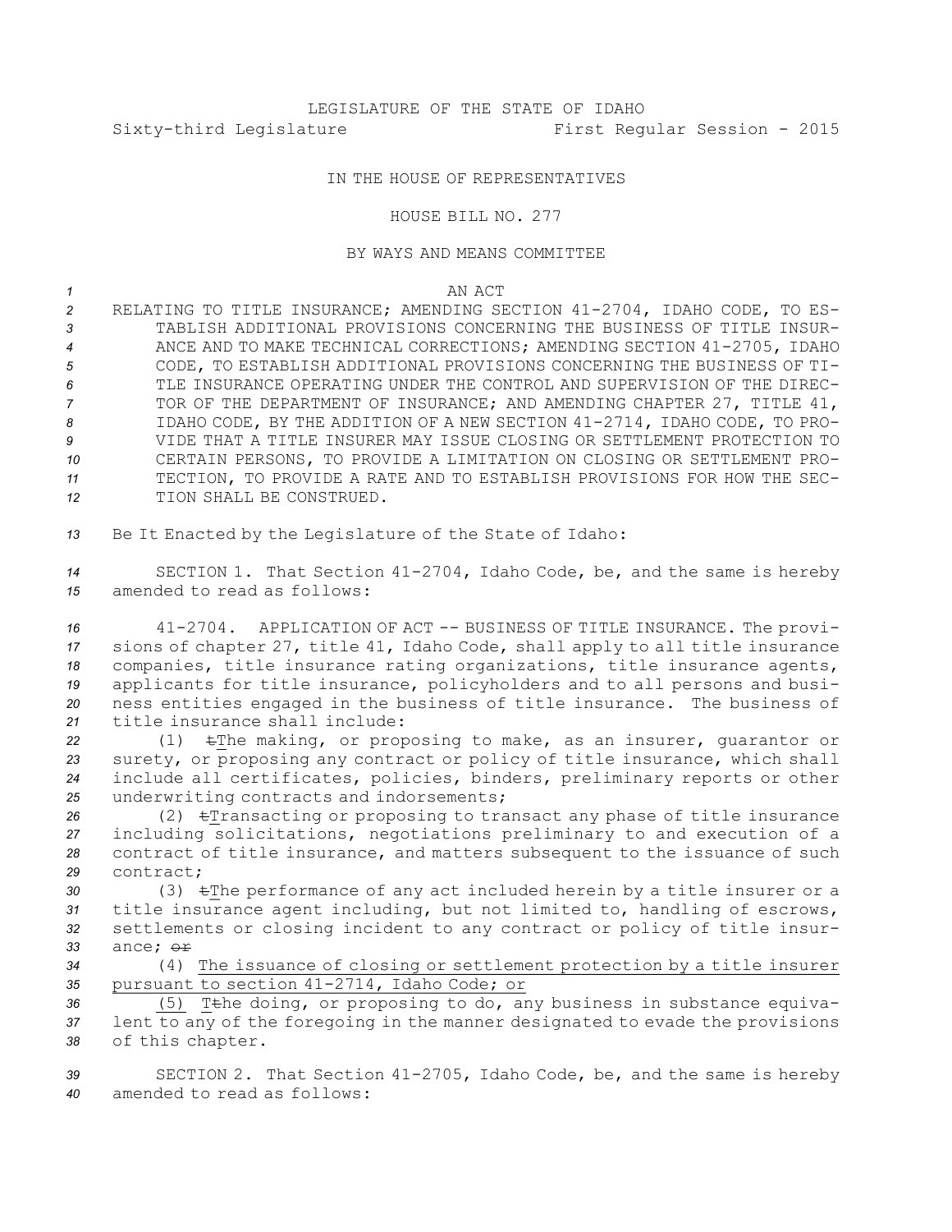LEGISLATURE OF THE STATE OF IDAHO

Sixty-third Legislature First Regular Session - 2015

IN THE HOUSE OF REPRESENTATIVES

HOUSE BILL NO. 277

BY WAYS AND MEANS COMMITTEE

AN ACT

RELATING TO TITLE INSURANCE; AMENDING SECTION 41-2704, IDAHO CODE, TO ESTABLISH ADDITIONAL PROVISIONS CONCERNING THE BUSINESS OF TITLE INSURANCE AND TO MAKE TECHNICAL CORRECTIONS; AMENDING SECTION 41-2705, IDAHO CODE, TO ESTABLISH ADDITIONAL PROVISIONS CONCERNING THE BUSINESS OF TITLE INSURANCE OPERATING UNDER THE CONTROL AND SUPERVISION OF THE DIRECTOR OF THE DEPARTMENT OF INSURANCE; AND AMENDING CHAPTER 27, TITLE 41, IDAHO CODE, BY THE ADDITION OF A NEW SECTION 41-2714, IDAHO CODE, TO PROVIDE THAT A TITLE INSURER MAY ISSUE CLOSING OR SETTLEMENT PROTECTION TO CERTAIN PERSONS, TO PROVIDE A LIMITATION ON CLOSING OR SETTLEMENT PROTECTION, TO PROVIDE A RATE AND TO ESTABLISH PROVISIONS FOR HOW THE SECTION SHALL BE CONSTRUED.

Be It Enacted by the Legislature of the State of Idaho:

SECTION 1. That Section 41-2704, Idaho Code, be, and the same is hereby amended to read as follows:

41-2704. APPLICATION OF ACT -- BUSINESS OF TITLE INSURANCE. The provisions of chapter 27, title 41, Idaho Code, shall apply to all title insurance companies, title insurance rating organizations, title insurance agents, applicants for title insurance, policyholders and to all persons and business entities engaged in the business of title insurance. The business of title insurance shall include:

(1) ~~t~~The making, or proposing to make, as an insurer, guarantor or surety, or proposing any contract or policy of title insurance, which shall include all certificates, policies, binders, preliminary reports or other underwriting contracts and indorsements;

(2) ~~t~~Transacting or proposing to transact any phase of title insurance including solicitations, negotiations preliminary to and execution of a contract of title insurance, and matters subsequent to the issuance of such contract;

(3) ~~t~~The performance of any act included herein by a title insurer or a title insurance agent including, but not limited to, handling of escrows, settlements or closing incident to any contract or policy of title insurance; ~~or~~

(4) <u>The issuance of closing or settlement protection by a title insurer pursuant to section 41-2714, Idaho Code; or</u>

<u>(5)</u> <u>T</u>~~t~~he doing, or proposing to do, any business in substance equivalent to any of the foregoing in the manner designated to evade the provisions of this chapter.

SECTION 2. That Section 41-2705, Idaho Code, be, and the same is hereby amended to read as follows: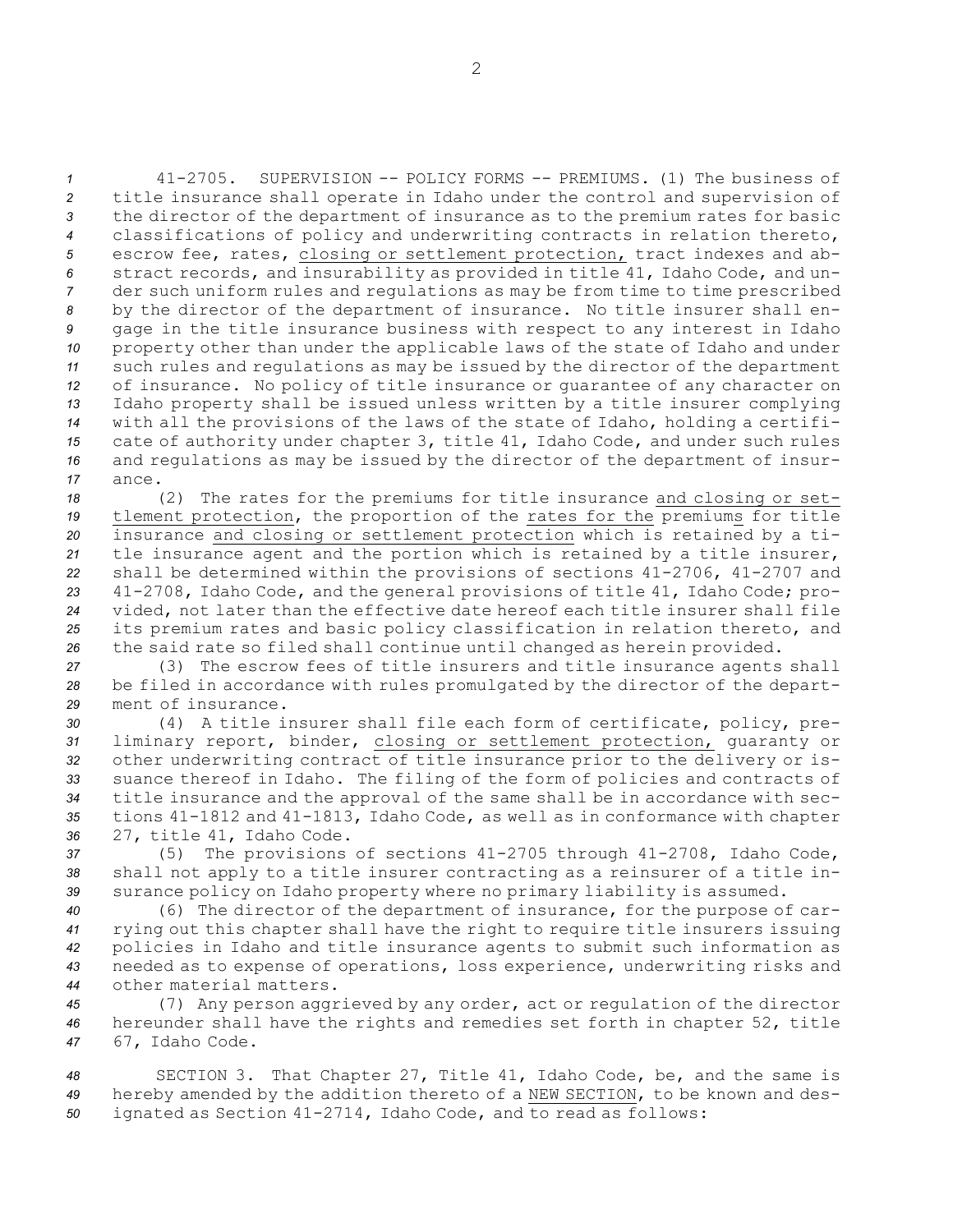41-2705. SUPERVISION -- POLICY FORMS -- PREMIUMS. (1) The business of title insurance shall operate in Idaho under the control and supervision of the director of the department of insurance as to the premium rates for basic classifications of policy and underwriting contracts in relation thereto, escrow fee, rates, closing or settlement protection, tract indexes and abstract records, and insurability as provided in title 41, Idaho Code, and under such uniform rules and regulations as may be from time to time prescribed by the director of the department of insurance. No title insurer shall engage in the title insurance business with respect to any interest in Idaho property other than under the applicable laws of the state of Idaho and under such rules and regulations as may be issued by the director of the department of insurance. No policy of title insurance or guarantee of any character on Idaho property shall be issued unless written by a title insurer complying with all the provisions of the laws of the state of Idaho, holding a certificate of authority under chapter 3, title 41, Idaho Code, and under such rules and regulations as may be issued by the director of the department of insurance.

(2) The rates for the premiums for title insurance and closing or settlement protection, the proportion of the rates for the premiums for title insurance and closing or settlement protection which is retained by a title insurance agent and the portion which is retained by a title insurer, shall be determined within the provisions of sections 41-2706, 41-2707 and 41-2708, Idaho Code, and the general provisions of title 41, Idaho Code; provided, not later than the effective date hereof each title insurer shall file its premium rates and basic policy classification in relation thereto, and the said rate so filed shall continue until changed as herein provided.

(3) The escrow fees of title insurers and title insurance agents shall be filed in accordance with rules promulgated by the director of the department of insurance.

(4) A title insurer shall file each form of certificate, policy, preliminary report, binder, closing or settlement protection, guaranty or other underwriting contract of title insurance prior to the delivery or issuance thereof in Idaho. The filing of the form of policies and contracts of title insurance and the approval of the same shall be in accordance with sections 41-1812 and 41-1813, Idaho Code, as well as in conformance with chapter 27, title 41, Idaho Code.

(5) The provisions of sections 41-2705 through 41-2708, Idaho Code, shall not apply to a title insurer contracting as a reinsurer of a title insurance policy on Idaho property where no primary liability is assumed.

(6) The director of the department of insurance, for the purpose of carrying out this chapter shall have the right to require title insurers issuing policies in Idaho and title insurance agents to submit such information as needed as to expense of operations, loss experience, underwriting risks and other material matters.

(7) Any person aggrieved by any order, act or regulation of the director hereunder shall have the rights and remedies set forth in chapter 52, title 67, Idaho Code.

SECTION 3. That Chapter 27, Title 41, Idaho Code, be, and the same is hereby amended by the addition thereto of a NEW SECTION, to be known and designated as Section 41-2714, Idaho Code, and to read as follows: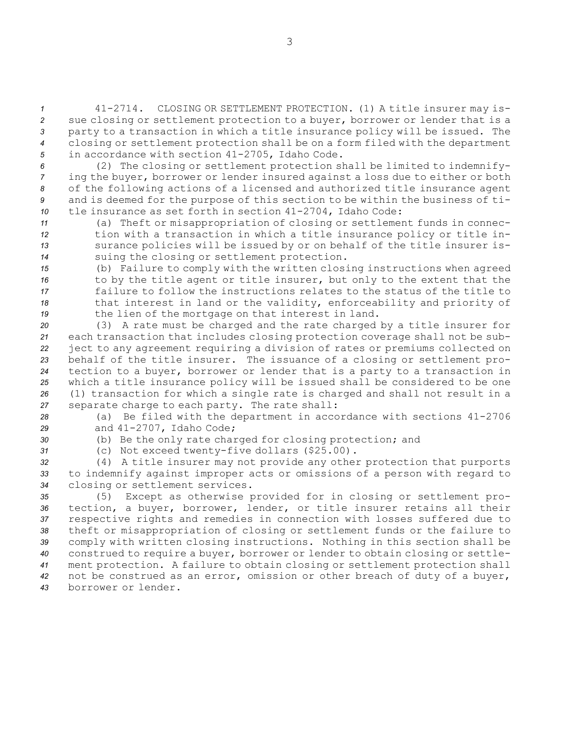41-2714. CLOSING OR SETTLEMENT PROTECTION. (1) A title insurer may issue closing or settlement protection to a buyer, borrower or lender that is a party to a transaction in which a title insurance policy will be issued. The closing or settlement protection shall be on a form filed with the department in accordance with section 41-2705, Idaho Code.

(2) The closing or settlement protection shall be limited to indemnifying the buyer, borrower or lender insured against a loss due to either or both of the following actions of a licensed and authorized title insurance agent and is deemed for the purpose of this section to be within the business of title insurance as set forth in section 41-2704, Idaho Code:

(a) Theft or misappropriation of closing or settlement funds in connection with a transaction in which a title insurance policy or title insurance policies will be issued by or on behalf of the title insurer issuing the closing or settlement protection.

(b) Failure to comply with the written closing instructions when agreed to by the title agent or title insurer, but only to the extent that the failure to follow the instructions relates to the status of the title to that interest in land or the validity, enforceability and priority of the lien of the mortgage on that interest in land.

(3) A rate must be charged and the rate charged by a title insurer for each transaction that includes closing protection coverage shall not be subject to any agreement requiring a division of rates or premiums collected on behalf of the title insurer. The issuance of a closing or settlement protection to a buyer, borrower or lender that is a party to a transaction in which a title insurance policy will be issued shall be considered to be one (1) transaction for which a single rate is charged and shall not result in a separate charge to each party. The rate shall:

(a) Be filed with the department in accordance with sections 41-2706 and 41-2707, Idaho Code;

(b) Be the only rate charged for closing protection; and

(c) Not exceed twenty-five dollars ($25.00).

(4) A title insurer may not provide any other protection that purports to indemnify against improper acts or omissions of a person with regard to closing or settlement services.

(5) Except as otherwise provided for in closing or settlement protection, a buyer, borrower, lender, or title insurer retains all their respective rights and remedies in connection with losses suffered due to theft or misappropriation of closing or settlement funds or the failure to comply with written closing instructions. Nothing in this section shall be construed to require a buyer, borrower or lender to obtain closing or settlement protection. A failure to obtain closing or settlement protection shall not be construed as an error, omission or other breach of duty of a buyer, borrower or lender.